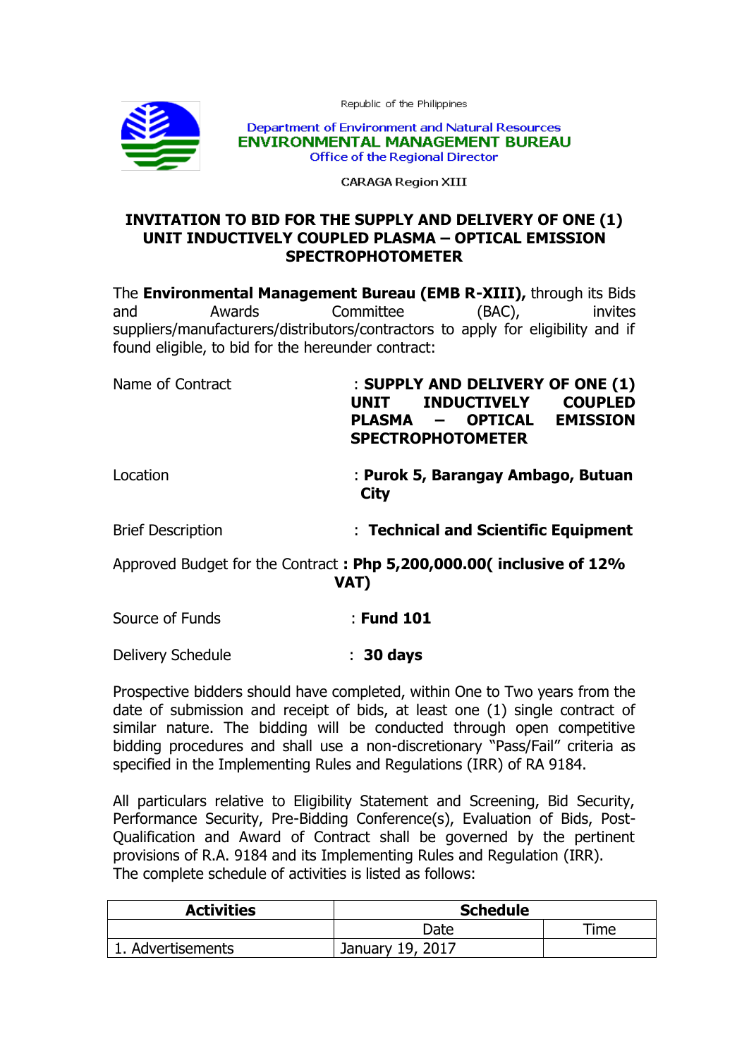Republic of the Philippines

Department of Environment and Natural Resources
**ENVIRONMENTAL MANAGEMENT BUREAU**
Office of the Regional Director

CARAGA Region XIII

# INVITATION TO BID FOR THE SUPPLY AND DELIVERY OF ONE (1) UNIT INDUCTIVELY COUPLED PLASMA – OPTICAL EMISSION SPECTROPHOTOMETER

The **Environmental Management Bureau (EMB R-XIII),** through its Bids and Awards Committee (BAC), invites suppliers/manufacturers/distributors/contractors to apply for eligibility and if found eligible, to bid for the hereunder contract:

Name of Contract : **SUPPLY AND DELIVERY OF ONE (1) UNIT INDUCTIVELY COUPLED PLASMA – OPTICAL EMISSION SPECTROPHOTOMETER**

Location : **Purok 5, Barangay Ambago, Butuan City**

Brief Description : **Technical and Scientific Equipment**

Approved Budget for the Contract **: Php 5,200,000.00( inclusive of 12% VAT)**

Source of Funds : **Fund 101**

Delivery Schedule : **30 days**

Prospective bidders should have completed, within One to Two years from the date of submission and receipt of bids, at least one (1) single contract of similar nature. The bidding will be conducted through open competitive bidding procedures and shall use a non-discretionary "Pass/Fail" criteria as specified in the Implementing Rules and Regulations (IRR) of RA 9184.

All particulars relative to Eligibility Statement and Screening, Bid Security, Performance Security, Pre-Bidding Conference(s), Evaluation of Bids, Post-Qualification and Award of Contract shall be governed by the pertinent provisions of R.A. 9184 and its Implementing Rules and Regulation (IRR).
The complete schedule of activities is listed as follows:

| Activities | Schedule | |
|---|---|---|
| | Date | Time |
| 1. Advertisements | January 19, 2017 | |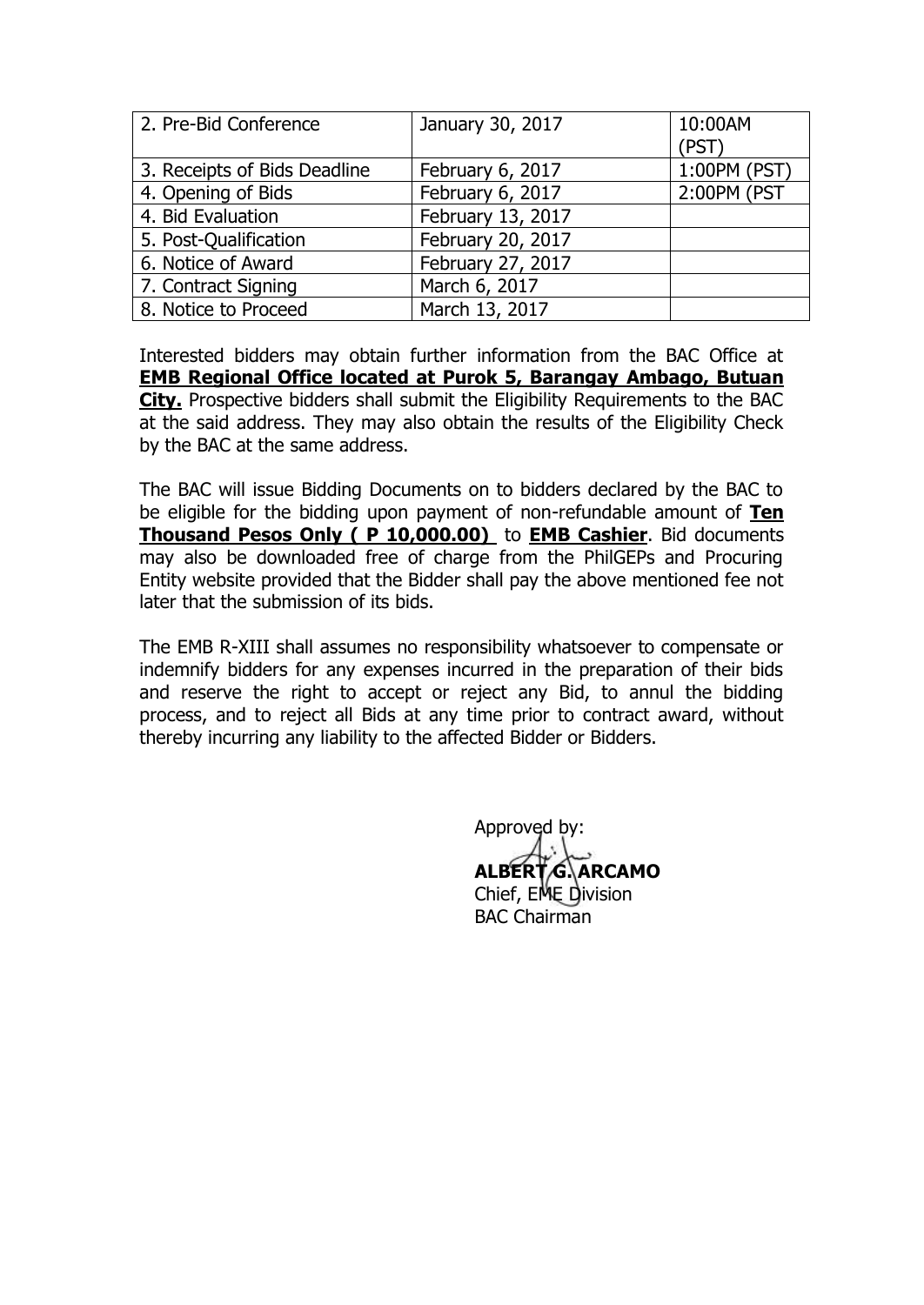| | | |
|---|---|---|
| 2. Pre-Bid Conference | January 30, 2017 | 10:00AM (PST) |
| 3. Receipts of Bids Deadline | February 6, 2017 | 1:00PM (PST) |
| 4. Opening of Bids | February 6, 2017 | 2:00PM (PST |
| 4. Bid Evaluation | February 13, 2017 | |
| 5. Post-Qualification | February 20, 2017 | |
| 6. Notice of Award | February 27, 2017 | |
| 7. Contract Signing | March 6, 2017 | |
| 8. Notice to Proceed | March 13, 2017 | |

Interested bidders may obtain further information from the BAC Office at **EMB Regional Office located at Purok 5, Barangay Ambago, Butuan City.** Prospective bidders shall submit the Eligibility Requirements to the BAC at the said address. They may also obtain the results of the Eligibility Check by the BAC at the same address.

The BAC will issue Bidding Documents on to bidders declared by the BAC to be eligible for the bidding upon payment of non-refundable amount of **Ten Thousand Pesos Only ( P 10,000.00)** to **EMB Cashier**. Bid documents may also be downloaded free of charge from the PhilGEPs and Procuring Entity website provided that the Bidder shall pay the above mentioned fee not later that the submission of its bids.

The EMB R-XIII shall assumes no responsibility whatsoever to compensate or indemnify bidders for any expenses incurred in the preparation of their bids and reserve the right to accept or reject any Bid, to annul the bidding process, and to reject all Bids at any time prior to contract award, without thereby incurring any liability to the affected Bidder or Bidders.

Approved by:

**ALBERT G. ARCAMO**
Chief, EME Division
BAC Chairman